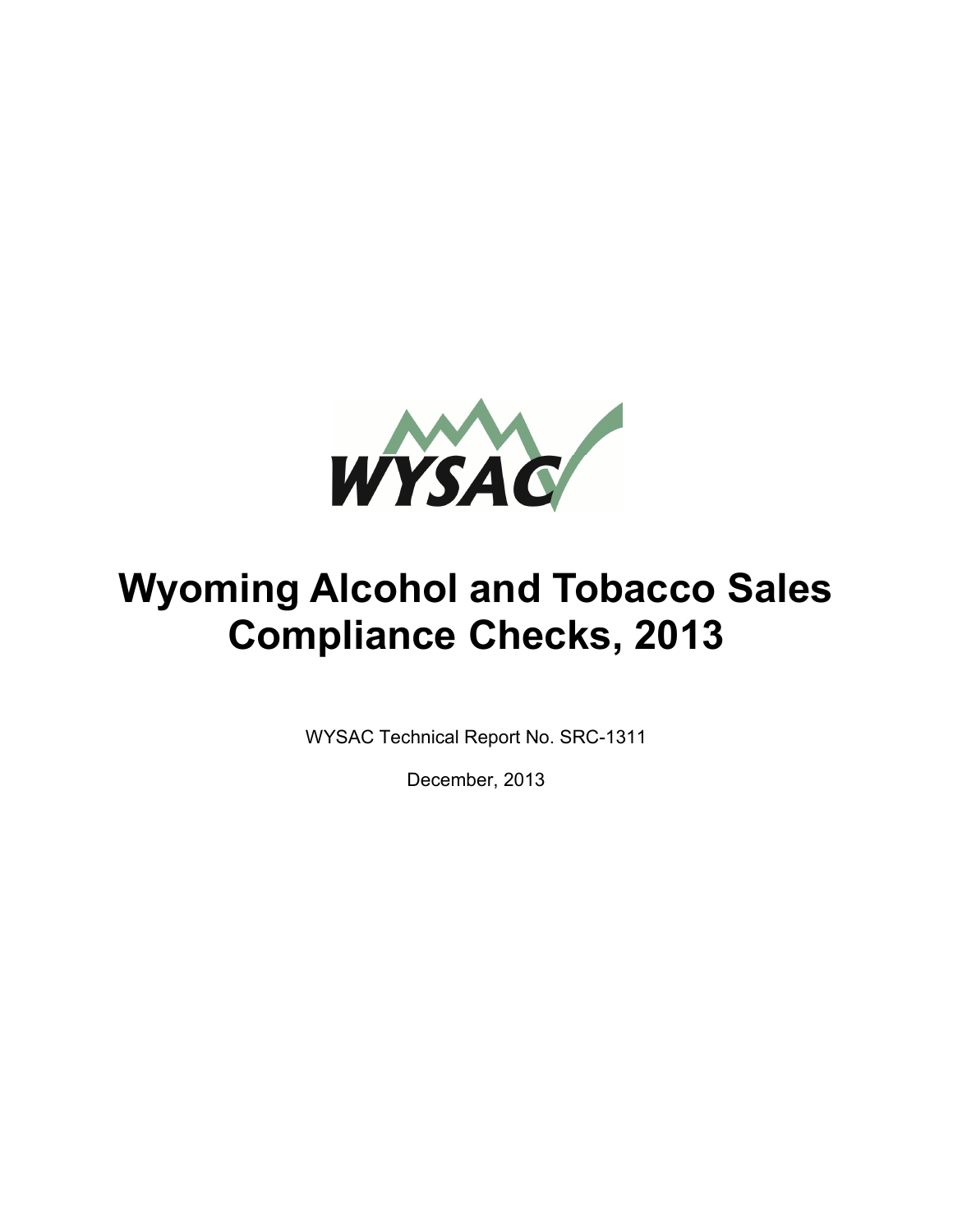WYSAC

# Wyoming Alcohol and Tobacco Sales Compliance Checks, 2013

WYSAC Technical Report No. SRC-1311

December, 2013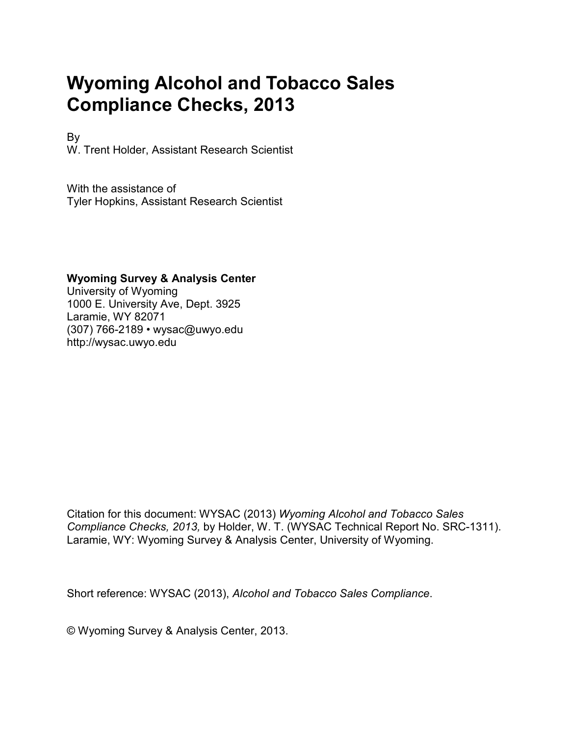# Wyoming Alcohol and Tobacco Sales Compliance Checks, 2013

By
W. Trent Holder, Assistant Research Scientist

With the assistance of
Tyler Hopkins, Assistant Research Scientist

**Wyoming Survey & Analysis Center**
University of Wyoming
1000 E. University Ave, Dept. 3925
Laramie, WY 82071
(307) 766-2189 • wysac@uwyo.edu
http://wysac.uwyo.edu

Citation for this document: WYSAC (2013) *Wyoming Alcohol and Tobacco Sales Compliance Checks, 2013,* by Holder, W. T. (WYSAC Technical Report No. SRC-1311). Laramie, WY: Wyoming Survey & Analysis Center, University of Wyoming.

Short reference: WYSAC (2013), *Alcohol and Tobacco Sales Compliance*.

© Wyoming Survey & Analysis Center, 2013.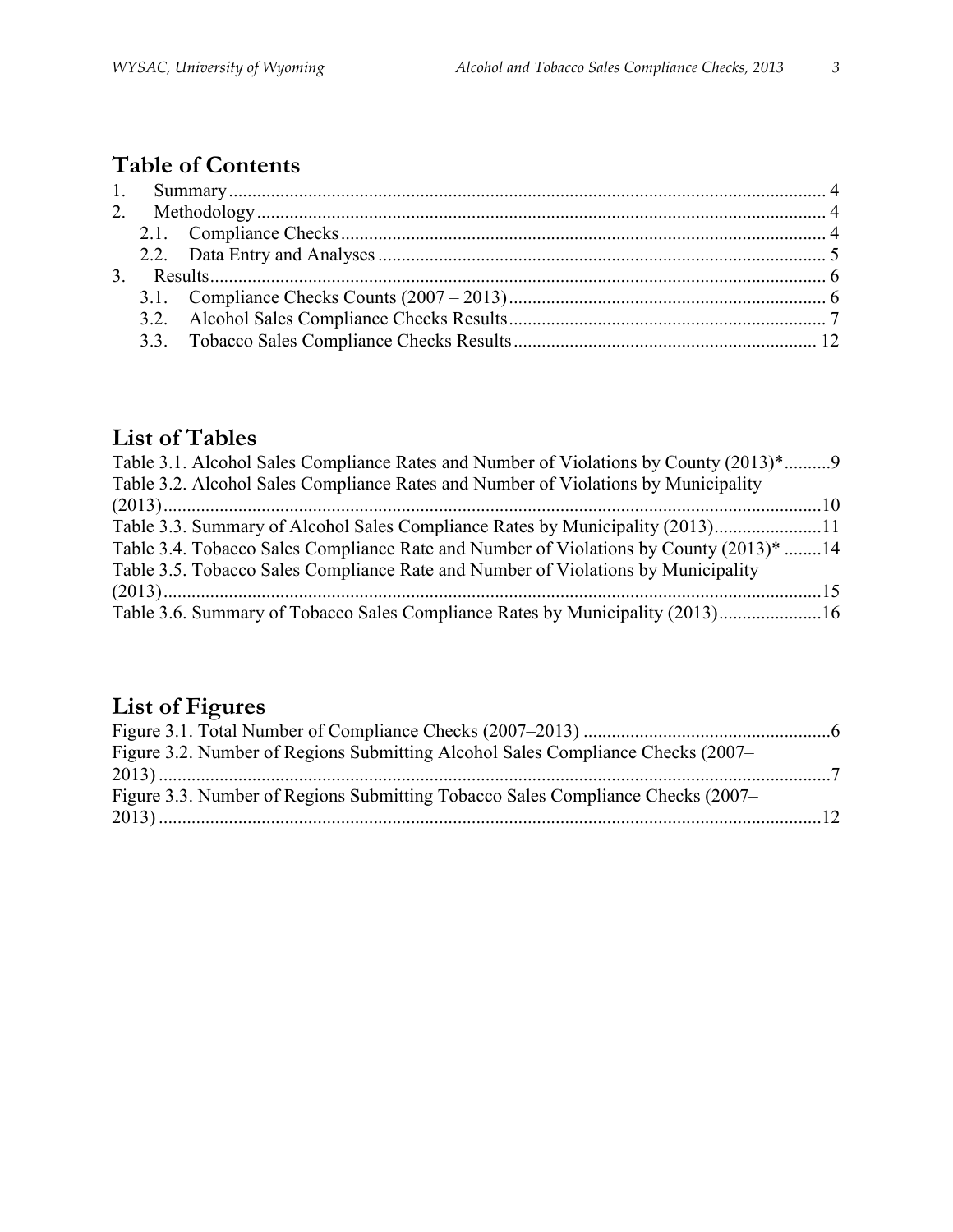## Table of Contents

1. Summary ........................................................................................................................ 4
2. Methodology ................................................................................................................. 4
   - 2.1. Compliance Checks ............................................................................................ 4
   - 2.2. Data Entry and Analyses .................................................................................... 5
3. Results .......................................................................................................................... 6
   - 3.1. Compliance Checks Counts (2007 – 2013) ......................................................... 6
   - 3.2. Alcohol Sales Compliance Checks Results ......................................................... 7
   - 3.3. Tobacco Sales Compliance Checks Results ........................................................ 12

## List of Tables

Table 3.1. Alcohol Sales Compliance Rates and Number of Violations by County (2013)* ..........9

Table 3.2. Alcohol Sales Compliance Rates and Number of Violations by Municipality (2013) ..........10

Table 3.3. Summary of Alcohol Sales Compliance Rates by Municipality (2013) ..........11

Table 3.4. Tobacco Sales Compliance Rate and Number of Violations by County (2013)* ..........14

Table 3.5. Tobacco Sales Compliance Rate and Number of Violations by Municipality (2013) ..........15

Table 3.6. Summary of Tobacco Sales Compliance Rates by Municipality (2013) ..........16

## List of Figures

Figure 3.1. Total Number of Compliance Checks (2007–2013) ..........6

Figure 3.2. Number of Regions Submitting Alcohol Sales Compliance Checks (2007–2013) ..........7

Figure 3.3. Number of Regions Submitting Tobacco Sales Compliance Checks (2007–2013) ..........12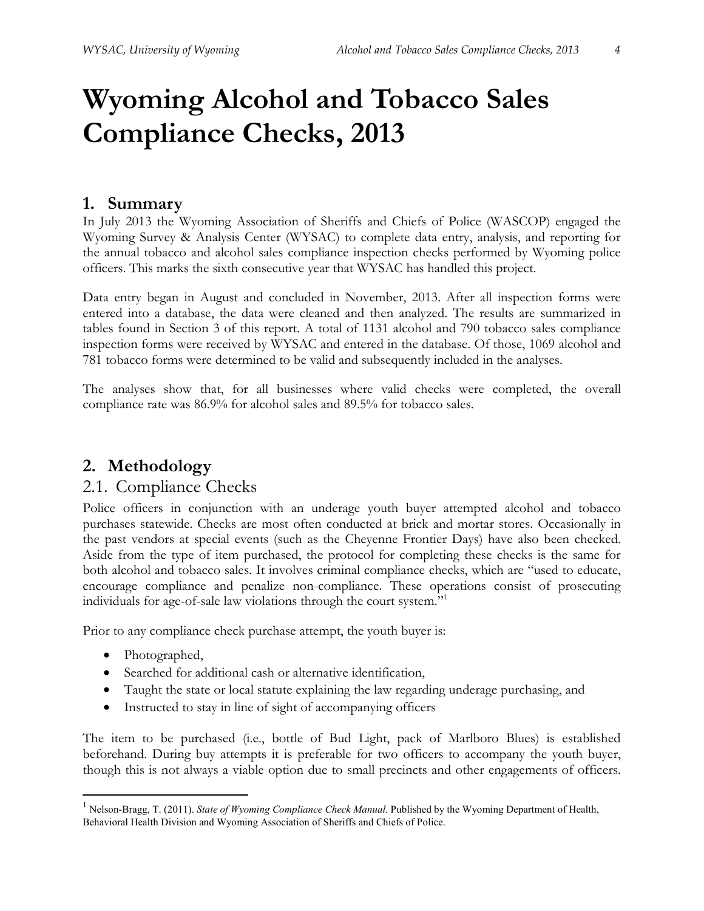# Wyoming Alcohol and Tobacco Sales Compliance Checks, 2013

## 1. Summary

In July 2013 the Wyoming Association of Sheriffs and Chiefs of Police (WASCOP) engaged the Wyoming Survey & Analysis Center (WYSAC) to complete data entry, analysis, and reporting for the annual tobacco and alcohol sales compliance inspection checks performed by Wyoming police officers. This marks the sixth consecutive year that WYSAC has handled this project.

Data entry began in August and concluded in November, 2013. After all inspection forms were entered into a database, the data were cleaned and then analyzed. The results are summarized in tables found in Section 3 of this report. A total of 1131 alcohol and 790 tobacco sales compliance inspection forms were received by WYSAC and entered in the database. Of those, 1069 alcohol and 781 tobacco forms were determined to be valid and subsequently included in the analyses.

The analyses show that, for all businesses where valid checks were completed, the overall compliance rate was 86.9% for alcohol sales and 89.5% for tobacco sales.

## 2. Methodology

### 2.1. Compliance Checks

Police officers in conjunction with an underage youth buyer attempted alcohol and tobacco purchases statewide. Checks are most often conducted at brick and mortar stores. Occasionally in the past vendors at special events (such as the Cheyenne Frontier Days) have also been checked. Aside from the type of item purchased, the protocol for completing these checks is the same for both alcohol and tobacco sales. It involves criminal compliance checks, which are "used to educate, encourage compliance and penalize non-compliance. These operations consist of prosecuting individuals for age-of-sale law violations through the court system."[1]

Prior to any compliance check purchase attempt, the youth buyer is:

- Photographed,
- Searched for additional cash or alternative identification,
- Taught the state or local statute explaining the law regarding underage purchasing, and
- Instructed to stay in line of sight of accompanying officers

The item to be purchased (i.e., bottle of Bud Light, pack of Marlboro Blues) is established beforehand. During buy attempts it is preferable for two officers to accompany the youth buyer, though this is not always a viable option due to small precincts and other engagements of officers.

[1] Nelson-Bragg, T. (2011). *State of Wyoming Compliance Check Manual.* Published by the Wyoming Department of Health, Behavioral Health Division and Wyoming Association of Sheriffs and Chiefs of Police.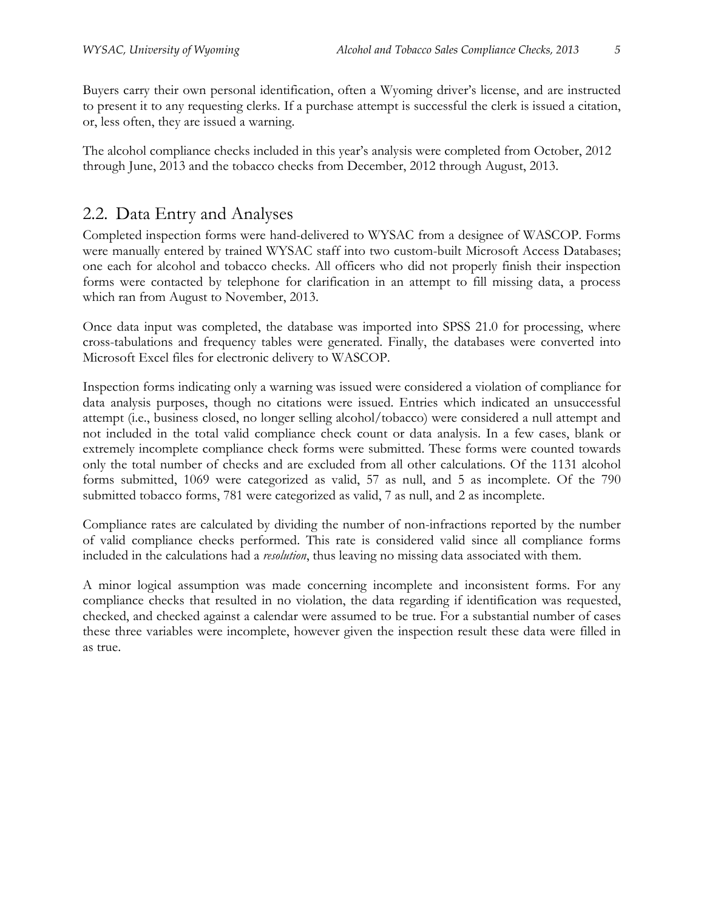Buyers carry their own personal identification, often a Wyoming driver's license, and are instructed to present it to any requesting clerks. If a purchase attempt is successful the clerk is issued a citation, or, less often, they are issued a warning.

The alcohol compliance checks included in this year's analysis were completed from October, 2012 through June, 2013 and the tobacco checks from December, 2012 through August, 2013.

## 2.2. Data Entry and Analyses

Completed inspection forms were hand-delivered to WYSAC from a designee of WASCOP. Forms were manually entered by trained WYSAC staff into two custom-built Microsoft Access Databases; one each for alcohol and tobacco checks. All officers who did not properly finish their inspection forms were contacted by telephone for clarification in an attempt to fill missing data, a process which ran from August to November, 2013.

Once data input was completed, the database was imported into SPSS 21.0 for processing, where cross-tabulations and frequency tables were generated. Finally, the databases were converted into Microsoft Excel files for electronic delivery to WASCOP.

Inspection forms indicating only a warning was issued were considered a violation of compliance for data analysis purposes, though no citations were issued. Entries which indicated an unsuccessful attempt (i.e., business closed, no longer selling alcohol/tobacco) were considered a null attempt and not included in the total valid compliance check count or data analysis. In a few cases, blank or extremely incomplete compliance check forms were submitted. These forms were counted towards only the total number of checks and are excluded from all other calculations. Of the 1131 alcohol forms submitted, 1069 were categorized as valid, 57 as null, and 5 as incomplete. Of the 790 submitted tobacco forms, 781 were categorized as valid, 7 as null, and 2 as incomplete.

Compliance rates are calculated by dividing the number of non-infractions reported by the number of valid compliance checks performed. This rate is considered valid since all compliance forms included in the calculations had a *resolution*, thus leaving no missing data associated with them.

A minor logical assumption was made concerning incomplete and inconsistent forms. For any compliance checks that resulted in no violation, the data regarding if identification was requested, checked, and checked against a calendar were assumed to be true. For a substantial number of cases these three variables were incomplete, however given the inspection result these data were filled in as true.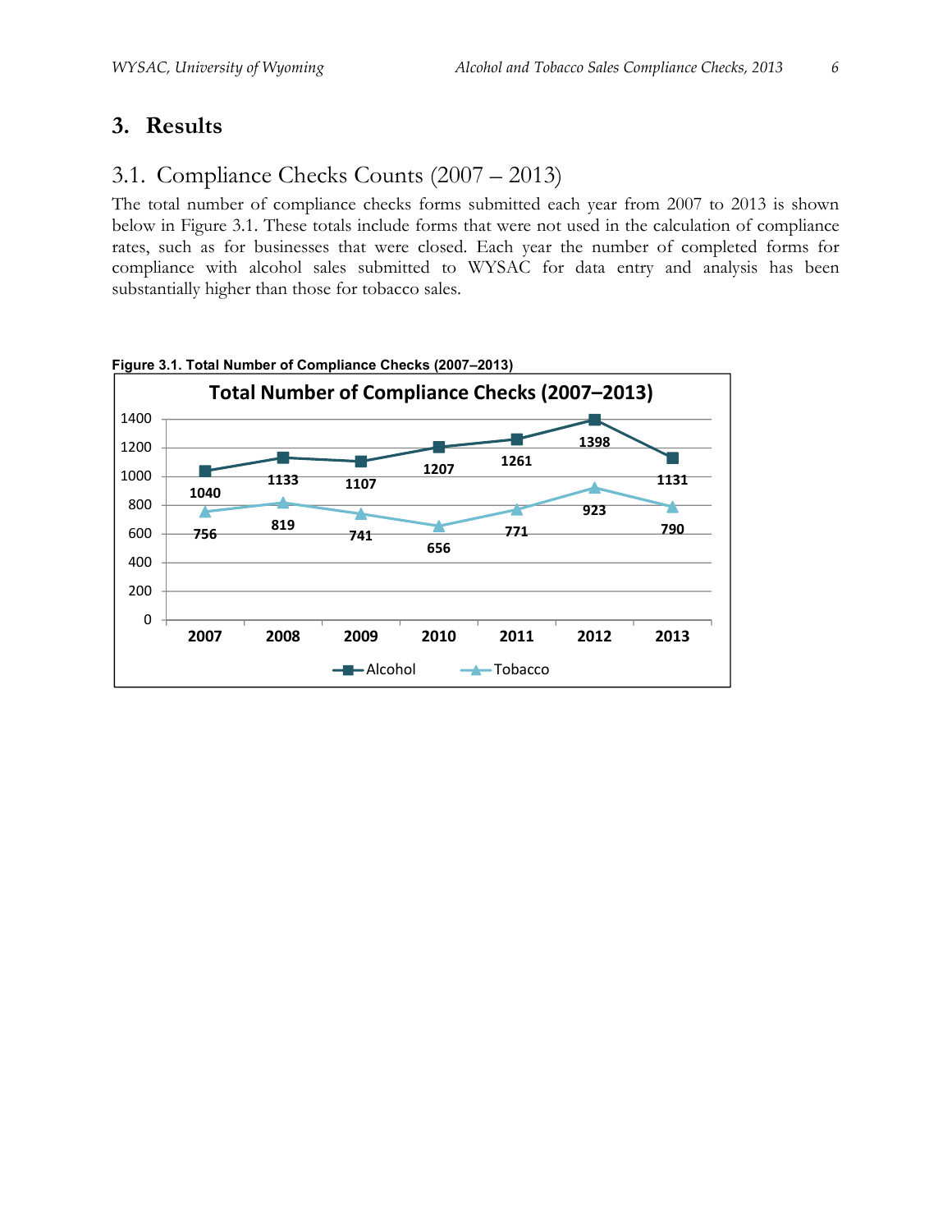# 3. Results

## 3.1. Compliance Checks Counts (2007 – 2013)

The total number of compliance checks forms submitted each year from 2007 to 2013 is shown below in Figure 3.1. These totals include forms that were not used in the calculation of compliance rates, such as for businesses that were closed. Each year the number of completed forms for compliance with alcohol sales submitted to WYSAC for data entry and analysis has been substantially higher than those for tobacco sales.

**Figure 3.1. Total Number of Compliance Checks (2007–2013)**

| Year | Alcohol | Tobacco |
|---|---|---|
| 2007 | 1040 | 756 |
| 2008 | 1133 | 819 |
| 2009 | 1107 | 741 |
| 2010 | 1207 | 656 |
| 2011 | 1261 | 771 |
| 2012 | 1398 | 923 |
| 2013 | 1131 | 790 |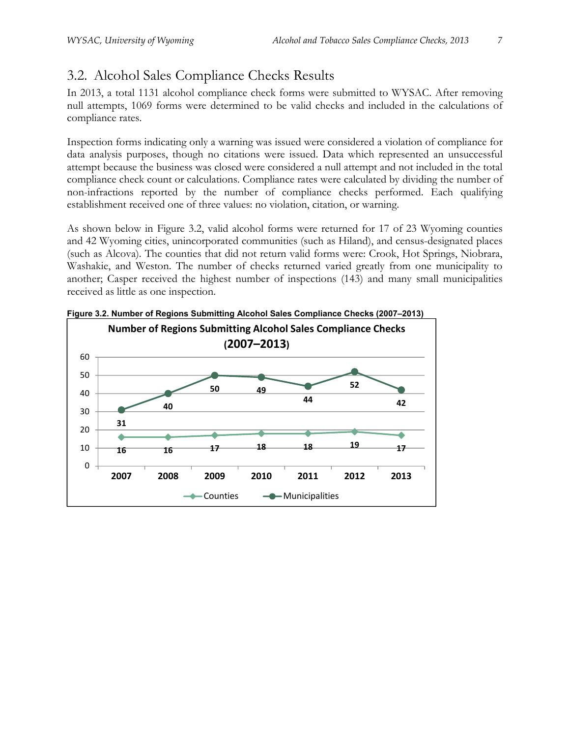## 3.2. Alcohol Sales Compliance Checks Results

In 2013, a total 1131 alcohol compliance check forms were submitted to WYSAC. After removing null attempts, 1069 forms were determined to be valid checks and included in the calculations of compliance rates.

Inspection forms indicating only a warning was issued were considered a violation of compliance for data analysis purposes, though no citations were issued. Data which represented an unsuccessful attempt because the business was closed were considered a null attempt and not included in the total compliance check count or calculations. Compliance rates were calculated by dividing the number of non-infractions reported by the number of compliance checks performed. Each qualifying establishment received one of three values: no violation, citation, or warning.

As shown below in Figure 3.2, valid alcohol forms were returned for 17 of 23 Wyoming counties and 42 Wyoming cities, unincorporated communities (such as Hiland), and census-designated places (such as Alcova). The counties that did not return valid forms were: Crook, Hot Springs, Niobrara, Washakie, and Weston. The number of checks returned varied greatly from one municipality to another; Casper received the highest number of inspections (143) and many small municipalities received as little as one inspection.

**Figure 3.2. Number of Regions Submitting Alcohol Sales Compliance Checks (2007–2013)**

| | 2007 | 2008 | 2009 | 2010 | 2011 | 2012 | 2013 |
|---|---|---|---|---|---|---|---|
| Counties | 16 | 16 | 17 | 18 | 18 | 19 | 17 |
| Municipalities | 31 | 40 | 50 | 49 | 44 | 52 | 42 |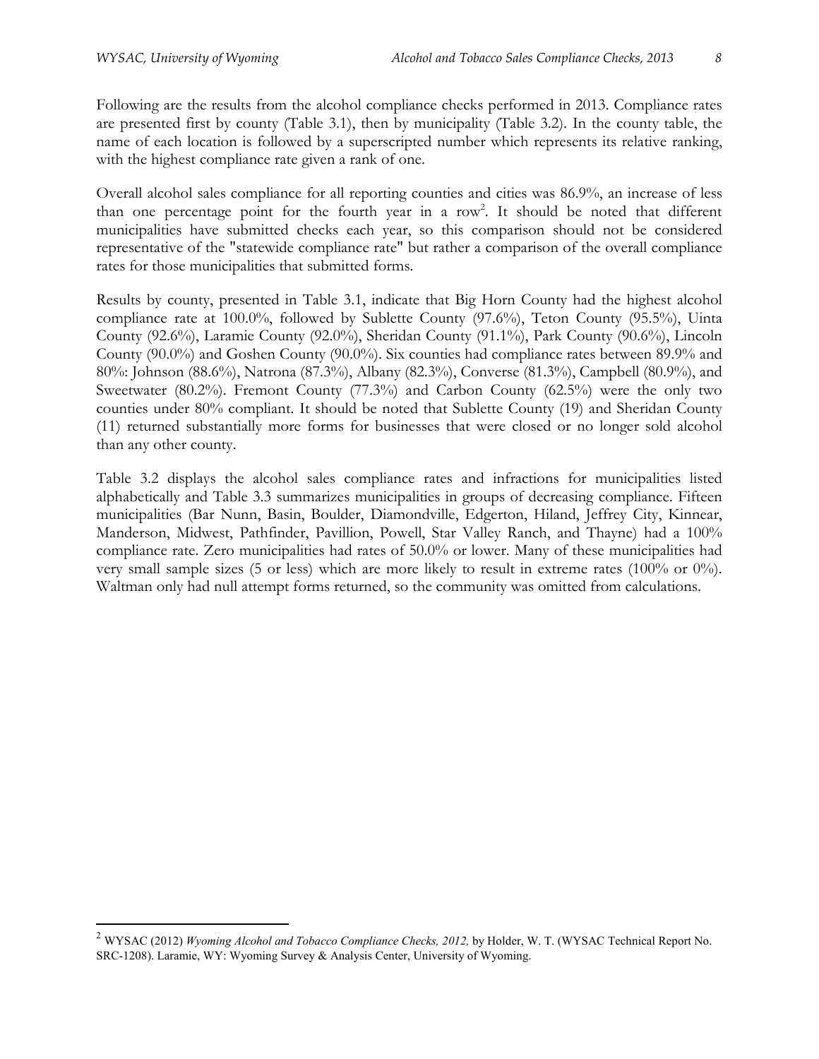Following are the results from the alcohol compliance checks performed in 2013. Compliance rates are presented first by county (Table 3.1), then by municipality (Table 3.2). In the county table, the name of each location is followed by a superscripted number which represents its relative ranking, with the highest compliance rate given a rank of one.

Overall alcohol sales compliance for all reporting counties and cities was 86.9%, an increase of less than one percentage point for the fourth year in a row[2]. It should be noted that different municipalities have submitted checks each year, so this comparison should not be considered representative of the "statewide compliance rate" but rather a comparison of the overall compliance rates for those municipalities that submitted forms.

Results by county, presented in Table 3.1, indicate that Big Horn County had the highest alcohol compliance rate at 100.0%, followed by Sublette County (97.6%), Teton County (95.5%), Uinta County (92.6%), Laramie County (92.0%), Sheridan County (91.1%), Park County (90.6%), Lincoln County (90.0%) and Goshen County (90.0%). Six counties had compliance rates between 89.9% and 80%: Johnson (88.6%), Natrona (87.3%), Albany (82.3%), Converse (81.3%), Campbell (80.9%), and Sweetwater (80.2%). Fremont County (77.3%) and Carbon County (62.5%) were the only two counties under 80% compliant. It should be noted that Sublette County (19) and Sheridan County (11) returned substantially more forms for businesses that were closed or no longer sold alcohol than any other county.

Table 3.2 displays the alcohol sales compliance rates and infractions for municipalities listed alphabetically and Table 3.3 summarizes municipalities in groups of decreasing compliance. Fifteen municipalities (Bar Nunn, Basin, Boulder, Diamondville, Edgerton, Hiland, Jeffrey City, Kinnear, Manderson, Midwest, Pathfinder, Pavillion, Powell, Star Valley Ranch, and Thayne) had a 100% compliance rate. Zero municipalities had rates of 50.0% or lower. Many of these municipalities had very small sample sizes (5 or less) which are more likely to result in extreme rates (100% or 0%). Waltman only had null attempt forms returned, so the community was omitted from calculations.

---

[2] WYSAC (2012) *Wyoming Alcohol and Tobacco Compliance Checks, 2012,* by Holder, W. T. (WYSAC Technical Report No. SRC-1208). Laramie, WY: Wyoming Survey & Analysis Center, University of Wyoming.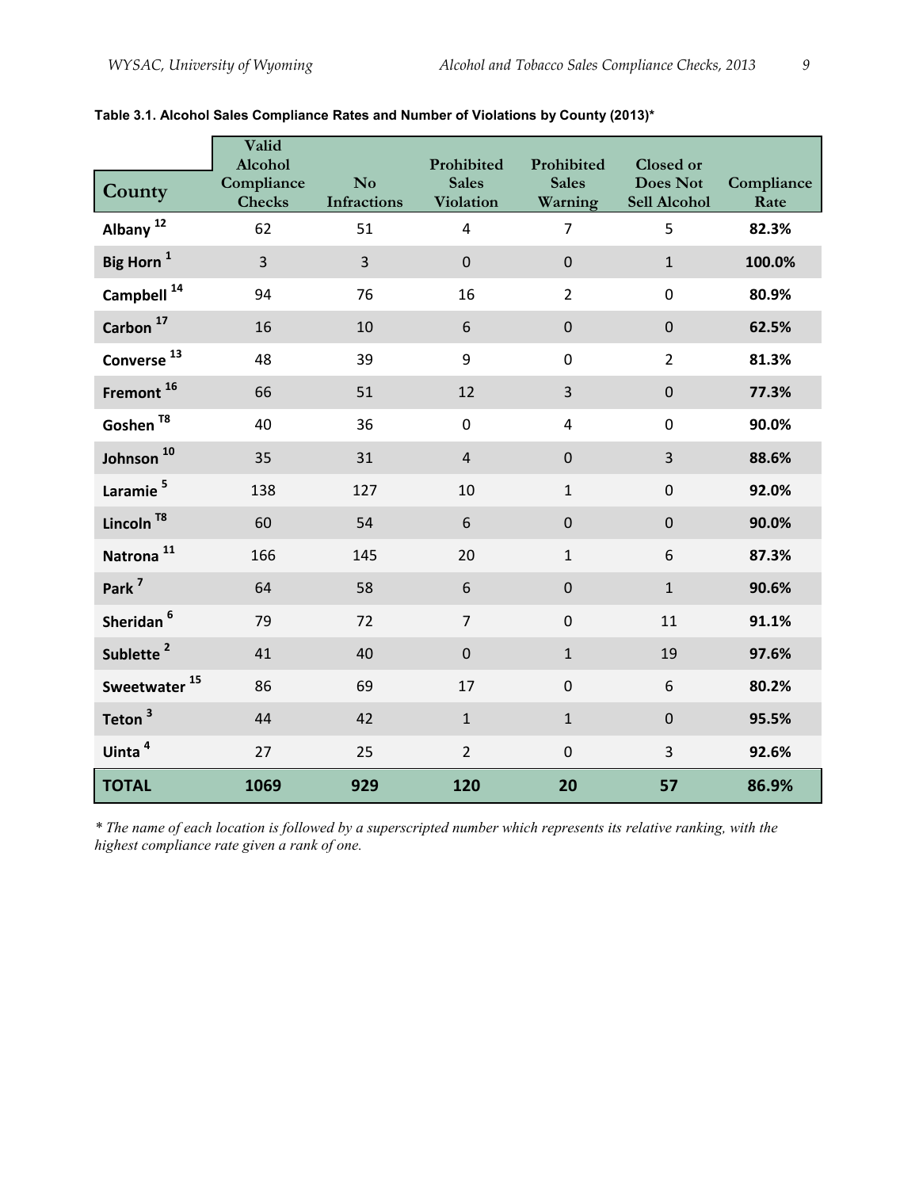**Table 3.1. Alcohol Sales Compliance Rates and Number of Violations by County (2013)***

| County | Valid Alcohol Compliance Checks | No Infractions | Prohibited Sales Violation | Prohibited Sales Warning | Closed or Does Not Sell Alcohol | Compliance Rate |
|---|---|---|---|---|---|---|
| **Albany** [12] | 62 | 51 | 4 | 7 | 5 | **82.3%** |
| **Big Horn** [1] | 3 | 3 | 0 | 0 | 1 | **100.0%** |
| **Campbell** [14] | 94 | 76 | 16 | 2 | 0 | **80.9%** |
| **Carbon** [17] | 16 | 10 | 6 | 0 | 0 | **62.5%** |
| **Converse** [13] | 48 | 39 | 9 | 0 | 2 | **81.3%** |
| **Fremont** [16] | 66 | 51 | 12 | 3 | 0 | **77.3%** |
| **Goshen** [T8] | 40 | 36 | 0 | 4 | 0 | **90.0%** |
| **Johnson** [10] | 35 | 31 | 4 | 0 | 3 | **88.6%** |
| **Laramie** [5] | 138 | 127 | 10 | 1 | 0 | **92.0%** |
| **Lincoln** [T8] | 60 | 54 | 6 | 0 | 0 | **90.0%** |
| **Natrona** [11] | 166 | 145 | 20 | 1 | 6 | **87.3%** |
| **Park** [7] | 64 | 58 | 6 | 0 | 1 | **90.6%** |
| **Sheridan** [6] | 79 | 72 | 7 | 0 | 11 | **91.1%** |
| **Sublette** [2] | 41 | 40 | 0 | 1 | 19 | **97.6%** |
| **Sweetwater** [15] | 86 | 69 | 17 | 0 | 6 | **80.2%** |
| **Teton** [3] | 44 | 42 | 1 | 1 | 0 | **95.5%** |
| **Uinta** [4] | 27 | 25 | 2 | 0 | 3 | **92.6%** |
| **TOTAL** | **1069** | **929** | **120** | **20** | **57** | **86.9%** |

*\* The name of each location is followed by a superscripted number which represents its relative ranking, with the highest compliance rate given a rank of one.*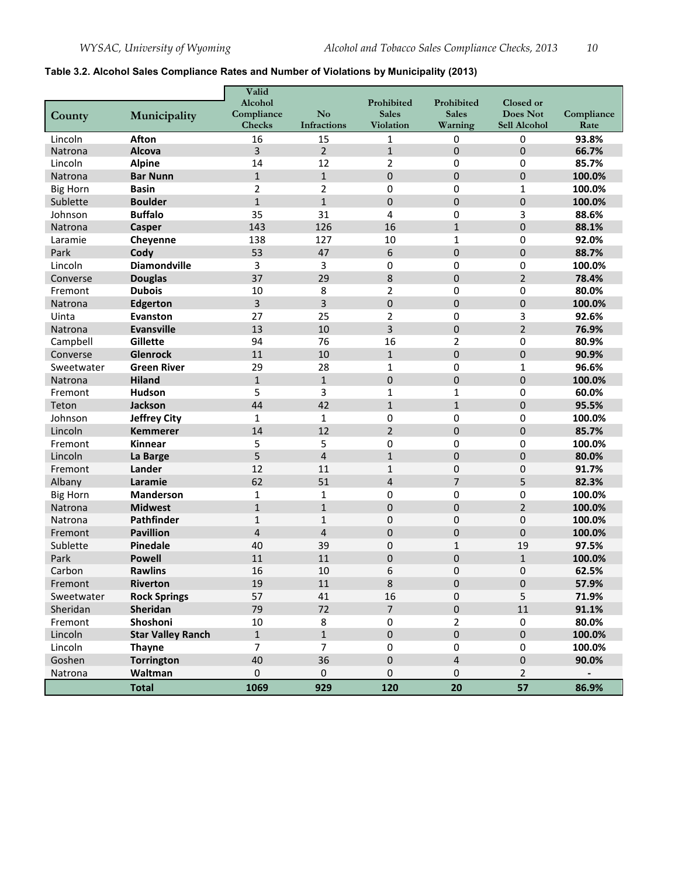**Table 3.2. Alcohol Sales Compliance Rates and Number of Violations by Municipality (2013)**

| County | Municipality | Valid Alcohol Compliance Checks | No Infractions | Prohibited Sales Violation | Prohibited Sales Warning | Closed or Does Not Sell Alcohol | Compliance Rate |
|---|---|---|---|---|---|---|---|
| Lincoln | **Afton** | 16 | 15 | 1 | 0 | 0 | **93.8%** |
| Natrona | **Alcova** | 3 | 2 | 1 | 0 | 0 | **66.7%** |
| Lincoln | **Alpine** | 14 | 12 | 2 | 0 | 0 | **85.7%** |
| Natrona | **Bar Nunn** | 1 | 1 | 0 | 0 | 0 | **100.0%** |
| Big Horn | **Basin** | 2 | 2 | 0 | 0 | 1 | **100.0%** |
| Sublette | **Boulder** | 1 | 1 | 0 | 0 | 0 | **100.0%** |
| Johnson | **Buffalo** | 35 | 31 | 4 | 0 | 3 | **88.6%** |
| Natrona | **Casper** | 143 | 126 | 16 | 1 | 0 | **88.1%** |
| Laramie | **Cheyenne** | 138 | 127 | 10 | 1 | 0 | **92.0%** |
| Park | **Cody** | 53 | 47 | 6 | 0 | 0 | **88.7%** |
| Lincoln | **Diamondville** | 3 | 3 | 0 | 0 | 0 | **100.0%** |
| Converse | **Douglas** | 37 | 29 | 8 | 0 | 2 | **78.4%** |
| Fremont | **Dubois** | 10 | 8 | 2 | 0 | 0 | **80.0%** |
| Natrona | **Edgerton** | 3 | 3 | 0 | 0 | 0 | **100.0%** |
| Uinta | **Evanston** | 27 | 25 | 2 | 0 | 3 | **92.6%** |
| Natrona | **Evansville** | 13 | 10 | 3 | 0 | 2 | **76.9%** |
| Campbell | **Gillette** | 94 | 76 | 16 | 2 | 0 | **80.9%** |
| Converse | **Glenrock** | 11 | 10 | 1 | 0 | 0 | **90.9%** |
| Sweetwater | **Green River** | 29 | 28 | 1 | 0 | 1 | **96.6%** |
| Natrona | **Hiland** | 1 | 1 | 0 | 0 | 0 | **100.0%** |
| Fremont | **Hudson** | 5 | 3 | 1 | 1 | 0 | **60.0%** |
| Teton | **Jackson** | 44 | 42 | 1 | 1 | 0 | **95.5%** |
| Johnson | **Jeffrey City** | 1 | 1 | 0 | 0 | 0 | **100.0%** |
| Lincoln | **Kemmerer** | 14 | 12 | 2 | 0 | 0 | **85.7%** |
| Fremont | **Kinnear** | 5 | 5 | 0 | 0 | 0 | **100.0%** |
| Lincoln | **La Barge** | 5 | 4 | 1 | 0 | 0 | **80.0%** |
| Fremont | **Lander** | 12 | 11 | 1 | 0 | 0 | **91.7%** |
| Albany | **Laramie** | 62 | 51 | 4 | 7 | 5 | **82.3%** |
| Big Horn | **Manderson** | 1 | 1 | 0 | 0 | 0 | **100.0%** |
| Natrona | **Midwest** | 1 | 1 | 0 | 0 | 2 | **100.0%** |
| Natrona | **Pathfinder** | 1 | 1 | 0 | 0 | 0 | **100.0%** |
| Fremont | **Pavillion** | 4 | 4 | 0 | 0 | 0 | **100.0%** |
| Sublette | **Pinedale** | 40 | 39 | 0 | 1 | 19 | **97.5%** |
| Park | **Powell** | 11 | 11 | 0 | 0 | 1 | **100.0%** |
| Carbon | **Rawlins** | 16 | 10 | 6 | 0 | 0 | **62.5%** |
| Fremont | **Riverton** | 19 | 11 | 8 | 0 | 0 | **57.9%** |
| Sweetwater | **Rock Springs** | 57 | 41 | 16 | 0 | 5 | **71.9%** |
| Sheridan | **Sheridan** | 79 | 72 | 7 | 0 | 11 | **91.1%** |
| Fremont | **Shoshoni** | 10 | 8 | 0 | 2 | 0 | **80.0%** |
| Lincoln | **Star Valley Ranch** | 1 | 1 | 0 | 0 | 0 | **100.0%** |
| Lincoln | **Thayne** | 7 | 7 | 0 | 0 | 0 | **100.0%** |
| Goshen | **Torrington** | 40 | 36 | 0 | 4 | 0 | **90.0%** |
| Natrona | **Waltman** | 0 | 0 | 0 | 0 | 2 | **-** |
| | **Total** | **1069** | **929** | **120** | **20** | **57** | **86.9%** |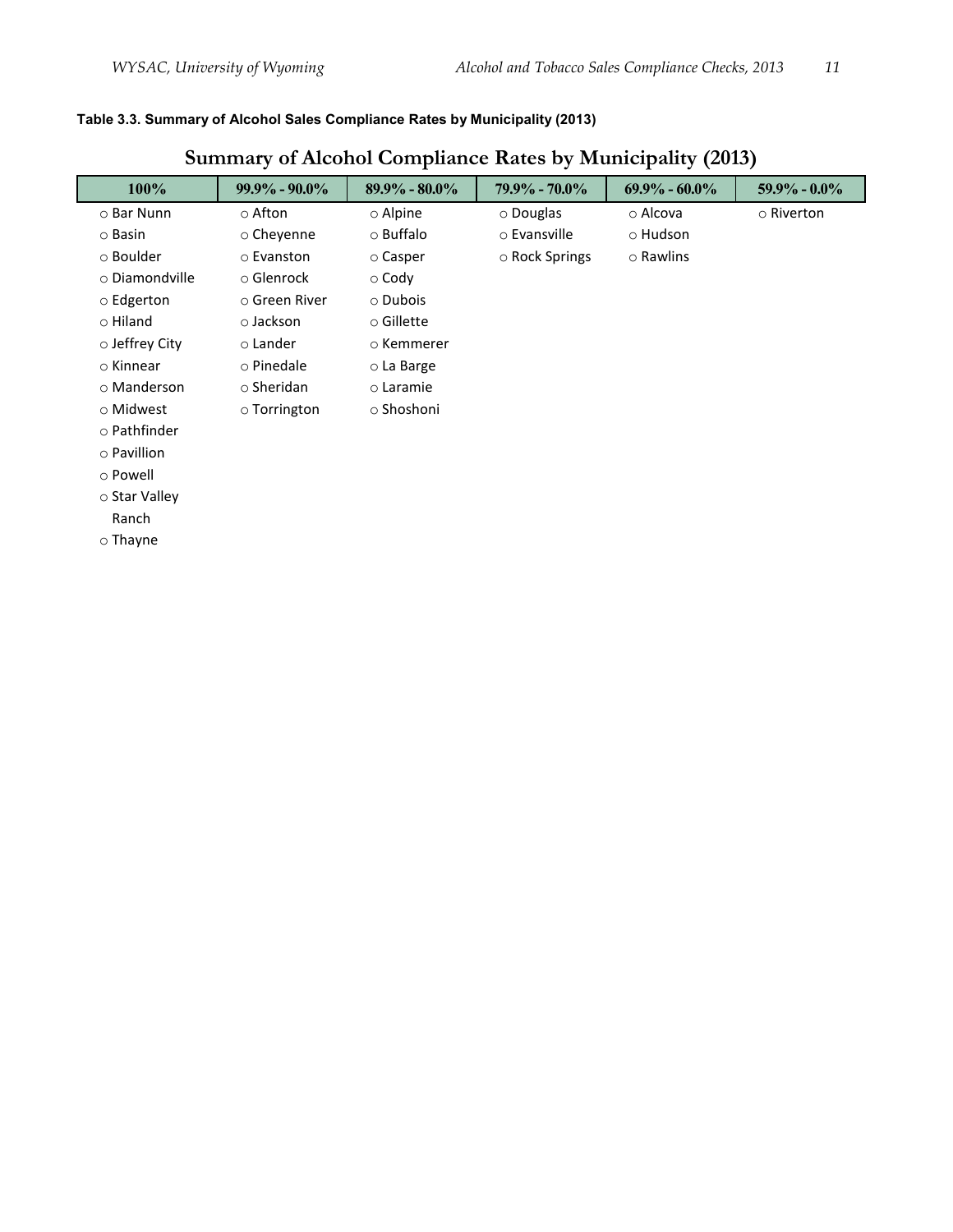**Table 3.3. Summary of Alcohol Sales Compliance Rates by Municipality (2013)**

## Summary of Alcohol Compliance Rates by Municipality (2013)

| 100% | 99.9% - 90.0% | 89.9% - 80.0% | 79.9% - 70.0% | 69.9% - 60.0% | 59.9% - 0.0% |
|---|---|---|---|---|---|
| ○ Bar Nunn | ○ Afton | ○ Alpine | ○ Douglas | ○ Alcova | ○ Riverton |
| ○ Basin | ○ Cheyenne | ○ Buffalo | ○ Evansville | ○ Hudson | |
| ○ Boulder | ○ Evanston | ○ Casper | ○ Rock Springs | ○ Rawlins | |
| ○ Diamondville | ○ Glenrock | ○ Cody | | | |
| ○ Edgerton | ○ Green River | ○ Dubois | | | |
| ○ Hiland | ○ Jackson | ○ Gillette | | | |
| ○ Jeffrey City | ○ Lander | ○ Kemmerer | | | |
| ○ Kinnear | ○ Pinedale | ○ La Barge | | | |
| ○ Manderson | ○ Sheridan | ○ Laramie | | | |
| ○ Midwest | ○ Torrington | ○ Shoshoni | | | |
| ○ Pathfinder | | | | | |
| ○ Pavillion | | | | | |
| ○ Powell | | | | | |
| ○ Star Valley Ranch | | | | | |
| ○ Thayne | | | | | |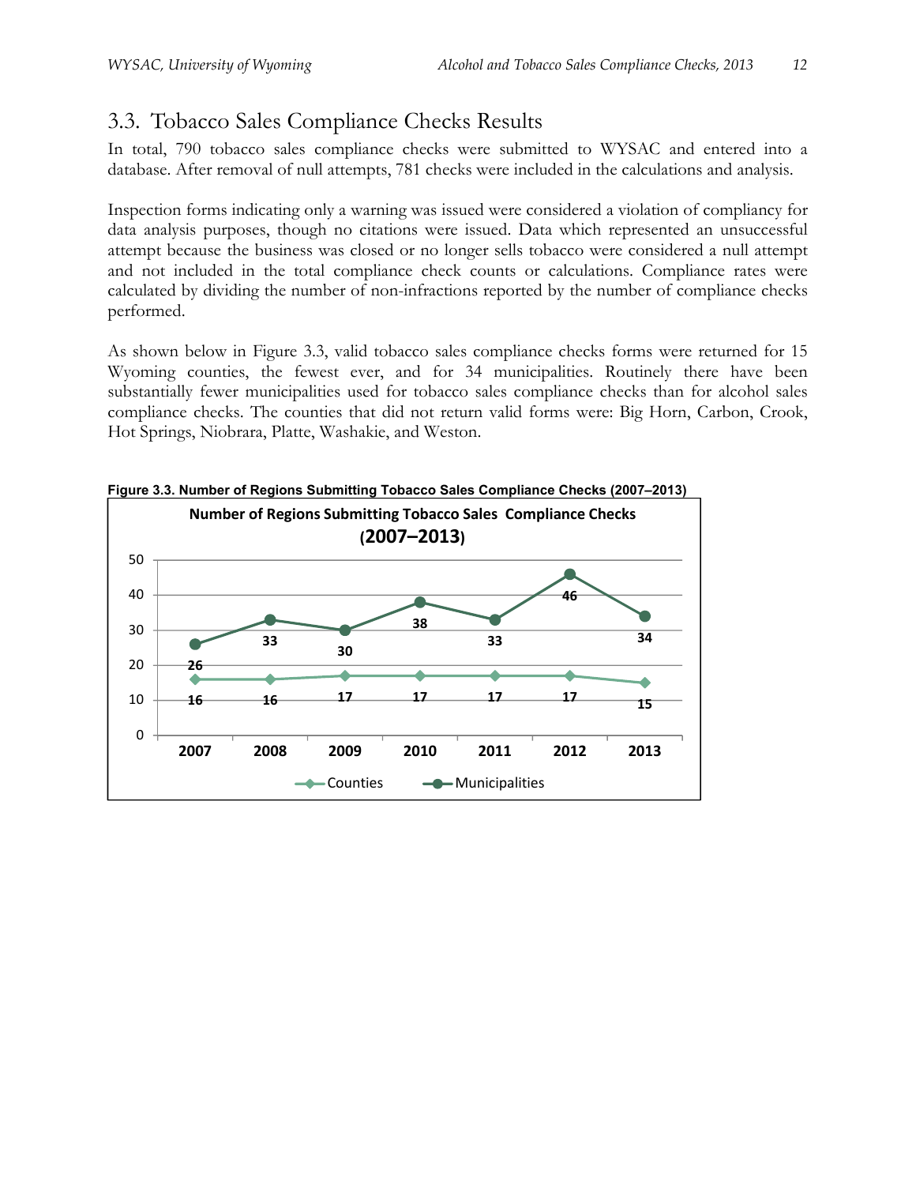## 3.3. Tobacco Sales Compliance Checks Results

In total, 790 tobacco sales compliance checks were submitted to WYSAC and entered into a database. After removal of null attempts, 781 checks were included in the calculations and analysis.

Inspection forms indicating only a warning was issued were considered a violation of compliancy for data analysis purposes, though no citations were issued. Data which represented an unsuccessful attempt because the business was closed or no longer sells tobacco were considered a null attempt and not included in the total compliance check counts or calculations. Compliance rates were calculated by dividing the number of non-infractions reported by the number of compliance checks performed.

As shown below in Figure 3.3, valid tobacco sales compliance checks forms were returned for 15 Wyoming counties, the fewest ever, and for 34 municipalities. Routinely there have been substantially fewer municipalities used for tobacco sales compliance checks than for alcohol sales compliance checks. The counties that did not return valid forms were: Big Horn, Carbon, Crook, Hot Springs, Niobrara, Platte, Washakie, and Weston.

**Figure 3.3. Number of Regions Submitting Tobacco Sales Compliance Checks (2007–2013)**

Number of Regions Submitting Tobacco Sales Compliance Checks (2007–2013)

| | 2007 | 2008 | 2009 | 2010 | 2011 | 2012 | 2013 |
|---|---|---|---|---|---|---|---|
| Counties | 16 | 16 | 17 | 17 | 17 | 17 | 15 |
| Municipalities | 26 | 33 | 30 | 38 | 33 | 46 | 34 |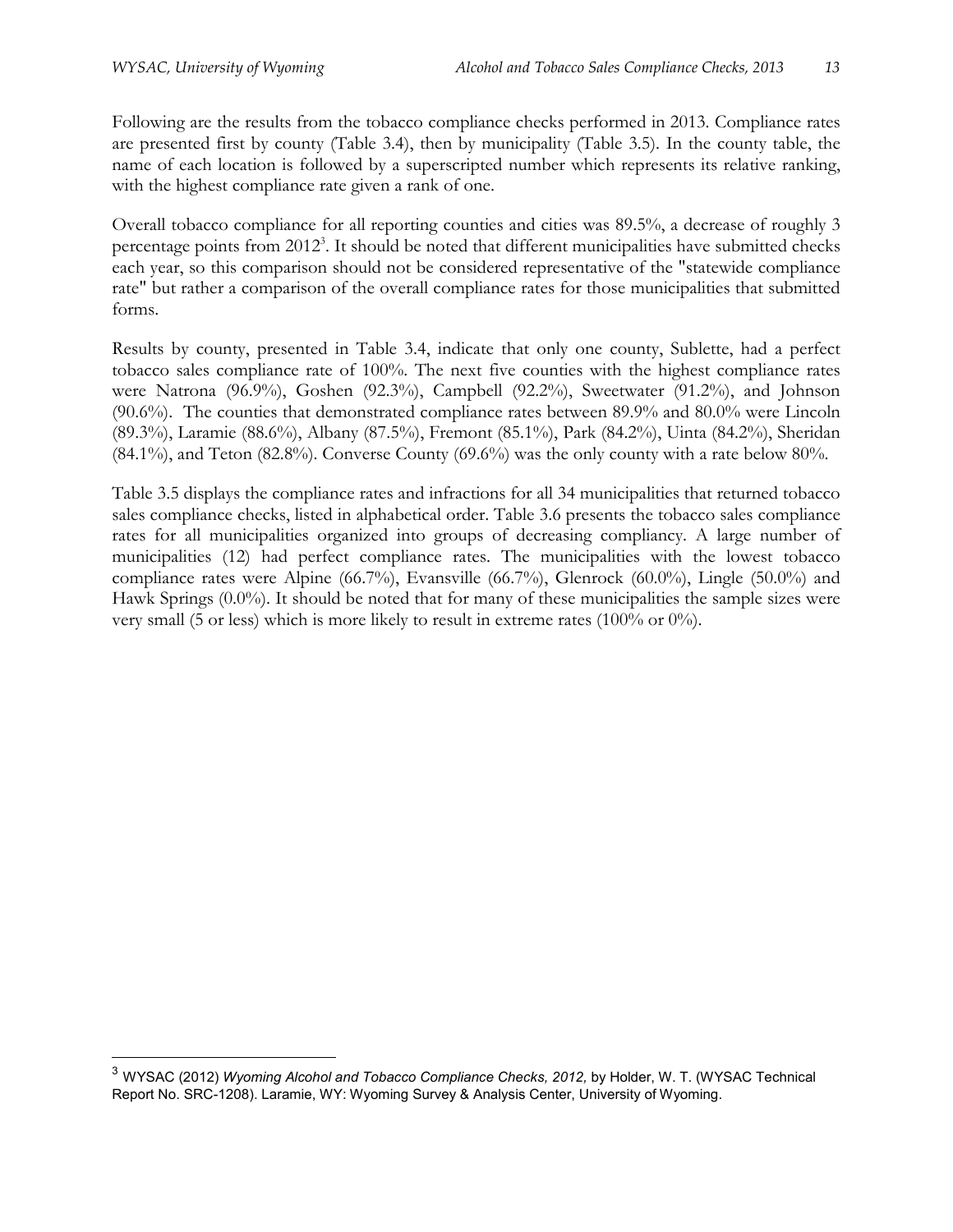Following are the results from the tobacco compliance checks performed in 2013. Compliance rates are presented first by county (Table 3.4), then by municipality (Table 3.5). In the county table, the name of each location is followed by a superscripted number which represents its relative ranking, with the highest compliance rate given a rank of one.

Overall tobacco compliance for all reporting counties and cities was 89.5%, a decrease of roughly 3 percentage points from 2012[3]. It should be noted that different municipalities have submitted checks each year, so this comparison should not be considered representative of the "statewide compliance rate" but rather a comparison of the overall compliance rates for those municipalities that submitted forms.

Results by county, presented in Table 3.4, indicate that only one county, Sublette, had a perfect tobacco sales compliance rate of 100%. The next five counties with the highest compliance rates were Natrona (96.9%), Goshen (92.3%), Campbell (92.2%), Sweetwater (91.2%), and Johnson (90.6%). The counties that demonstrated compliance rates between 89.9% and 80.0% were Lincoln (89.3%), Laramie (88.6%), Albany (87.5%), Fremont (85.1%), Park (84.2%), Uinta (84.2%), Sheridan (84.1%), and Teton (82.8%). Converse County (69.6%) was the only county with a rate below 80%.

Table 3.5 displays the compliance rates and infractions for all 34 municipalities that returned tobacco sales compliance checks, listed in alphabetical order. Table 3.6 presents the tobacco sales compliance rates for all municipalities organized into groups of decreasing compliancy. A large number of municipalities (12) had perfect compliance rates. The municipalities with the lowest tobacco compliance rates were Alpine (66.7%), Evansville (66.7%), Glenrock (60.0%), Lingle (50.0%) and Hawk Springs (0.0%). It should be noted that for many of these municipalities the sample sizes were very small (5 or less) which is more likely to result in extreme rates (100% or 0%).

---

[3] WYSAC (2012) *Wyoming Alcohol and Tobacco Compliance Checks, 2012,* by Holder, W. T. (WYSAC Technical Report No. SRC-1208). Laramie, WY: Wyoming Survey & Analysis Center, University of Wyoming.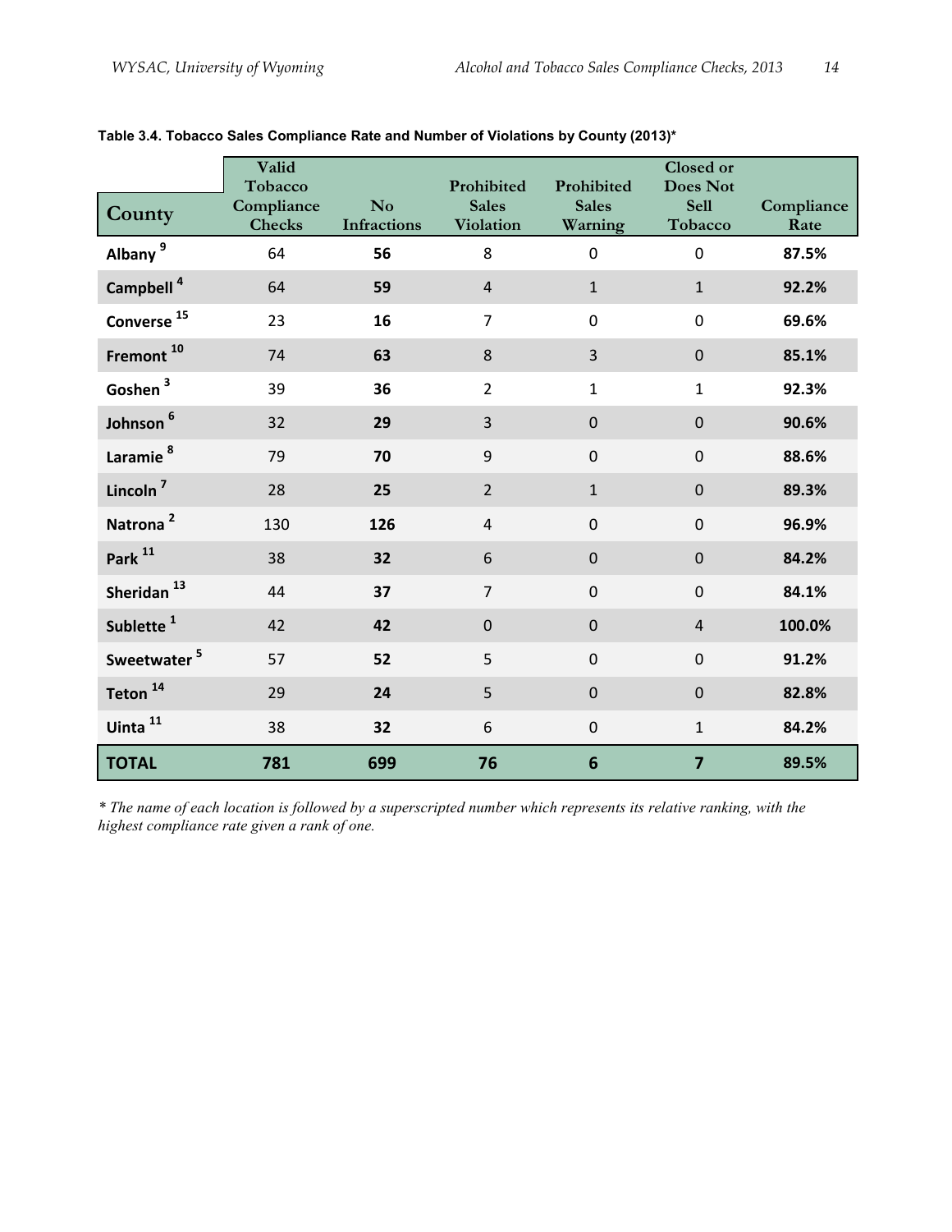**Table 3.4. Tobacco Sales Compliance Rate and Number of Violations by County (2013)***

| County | Valid Tobacco Compliance Checks | No Infractions | Prohibited Sales Violation | Prohibited Sales Warning | Closed or Does Not Sell Tobacco | Compliance Rate |
|---|---|---|---|---|---|---|
| Albany [9] | 64 | **56** | 8 | 0 | 0 | **87.5%** |
| Campbell [4] | 64 | **59** | 4 | 1 | 1 | **92.2%** |
| Converse [15] | 23 | **16** | 7 | 0 | 0 | **69.6%** |
| Fremont [10] | 74 | **63** | 8 | 3 | 0 | **85.1%** |
| Goshen [3] | 39 | **36** | 2 | 1 | 1 | **92.3%** |
| Johnson [6] | 32 | **29** | 3 | 0 | 0 | **90.6%** |
| Laramie [8] | 79 | **70** | 9 | 0 | 0 | **88.6%** |
| Lincoln [7] | 28 | **25** | 2 | 1 | 0 | **89.3%** |
| Natrona [2] | 130 | **126** | 4 | 0 | 0 | **96.9%** |
| Park [11] | 38 | **32** | 6 | 0 | 0 | **84.2%** |
| Sheridan [13] | 44 | **37** | 7 | 0 | 0 | **84.1%** |
| Sublette [1] | 42 | **42** | 0 | 0 | 4 | **100.0%** |
| Sweetwater [5] | 57 | **52** | 5 | 0 | 0 | **91.2%** |
| Teton [14] | 29 | **24** | 5 | 0 | 0 | **82.8%** |
| Uinta [11] | 38 | **32** | 6 | 0 | 1 | **84.2%** |
| **TOTAL** | **781** | **699** | **76** | **6** | **7** | **89.5%** |

*\* The name of each location is followed by a superscripted number which represents its relative ranking, with the highest compliance rate given a rank of one.*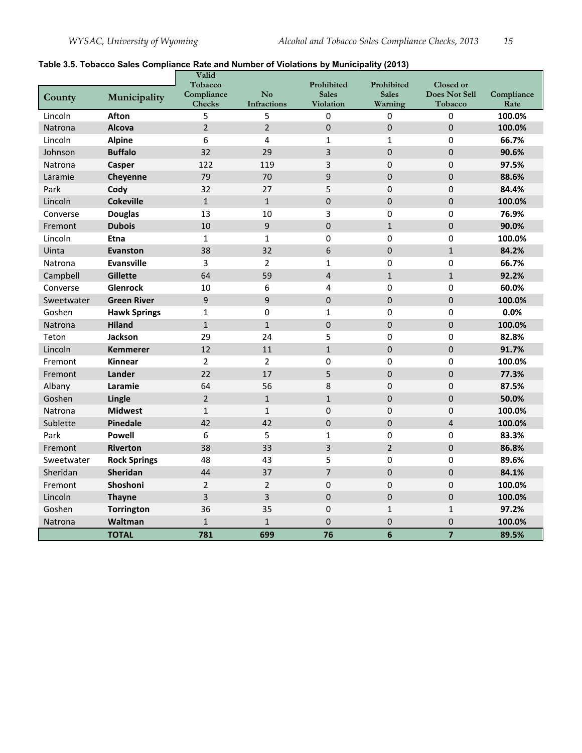**Table 3.5. Tobacco Sales Compliance Rate and Number of Violations by Municipality (2013)**

| County | Municipality | Valid Tobacco Compliance Checks | No Infractions | Prohibited Sales Violation | Prohibited Sales Warning | Closed or Does Not Sell Tobacco | Compliance Rate |
|---|---|---|---|---|---|---|---|
| Lincoln | **Afton** | 5 | 5 | 0 | 0 | 0 | **100.0%** |
| Natrona | **Alcova** | 2 | 2 | 0 | 0 | 0 | **100.0%** |
| Lincoln | **Alpine** | 6 | 4 | 1 | 1 | 0 | **66.7%** |
| Johnson | **Buffalo** | 32 | 29 | 3 | 0 | 0 | **90.6%** |
| Natrona | **Casper** | 122 | 119 | 3 | 0 | 0 | **97.5%** |
| Laramie | **Cheyenne** | 79 | 70 | 9 | 0 | 0 | **88.6%** |
| Park | **Cody** | 32 | 27 | 5 | 0 | 0 | **84.4%** |
| Lincoln | **Cokeville** | 1 | 1 | 0 | 0 | 0 | **100.0%** |
| Converse | **Douglas** | 13 | 10 | 3 | 0 | 0 | **76.9%** |
| Fremont | **Dubois** | 10 | 9 | 0 | 1 | 0 | **90.0%** |
| Lincoln | **Etna** | 1 | 1 | 0 | 0 | 0 | **100.0%** |
| Uinta | **Evanston** | 38 | 32 | 6 | 0 | 1 | **84.2%** |
| Natrona | **Evansville** | 3 | 2 | 1 | 0 | 0 | **66.7%** |
| Campbell | **Gillette** | 64 | 59 | 4 | 1 | 1 | **92.2%** |
| Converse | **Glenrock** | 10 | 6 | 4 | 0 | 0 | **60.0%** |
| Sweetwater | **Green River** | 9 | 9 | 0 | 0 | 0 | **100.0%** |
| Goshen | **Hawk Springs** | 1 | 0 | 1 | 0 | 0 | **0.0%** |
| Natrona | **Hiland** | 1 | 1 | 0 | 0 | 0 | **100.0%** |
| Teton | **Jackson** | 29 | 24 | 5 | 0 | 0 | **82.8%** |
| Lincoln | **Kemmerer** | 12 | 11 | 1 | 0 | 0 | **91.7%** |
| Fremont | **Kinnear** | 2 | 2 | 0 | 0 | 0 | **100.0%** |
| Fremont | **Lander** | 22 | 17 | 5 | 0 | 0 | **77.3%** |
| Albany | **Laramie** | 64 | 56 | 8 | 0 | 0 | **87.5%** |
| Goshen | **Lingle** | 2 | 1 | 1 | 0 | 0 | **50.0%** |
| Natrona | **Midwest** | 1 | 1 | 0 | 0 | 0 | **100.0%** |
| Sublette | **Pinedale** | 42 | 42 | 0 | 0 | 4 | **100.0%** |
| Park | **Powell** | 6 | 5 | 1 | 0 | 0 | **83.3%** |
| Fremont | **Riverton** | 38 | 33 | 3 | 2 | 0 | **86.8%** |
| Sweetwater | **Rock Springs** | 48 | 43 | 5 | 0 | 0 | **89.6%** |
| Sheridan | **Sheridan** | 44 | 37 | 7 | 0 | 0 | **84.1%** |
| Fremont | **Shoshoni** | 2 | 2 | 0 | 0 | 0 | **100.0%** |
| Lincoln | **Thayne** | 3 | 3 | 0 | 0 | 0 | **100.0%** |
| Goshen | **Torrington** | 36 | 35 | 0 | 1 | 1 | **97.2%** |
| Natrona | **Waltman** | 1 | 1 | 0 | 0 | 0 | **100.0%** |
| | **TOTAL** | **781** | **699** | **76** | **6** | **7** | **89.5%** |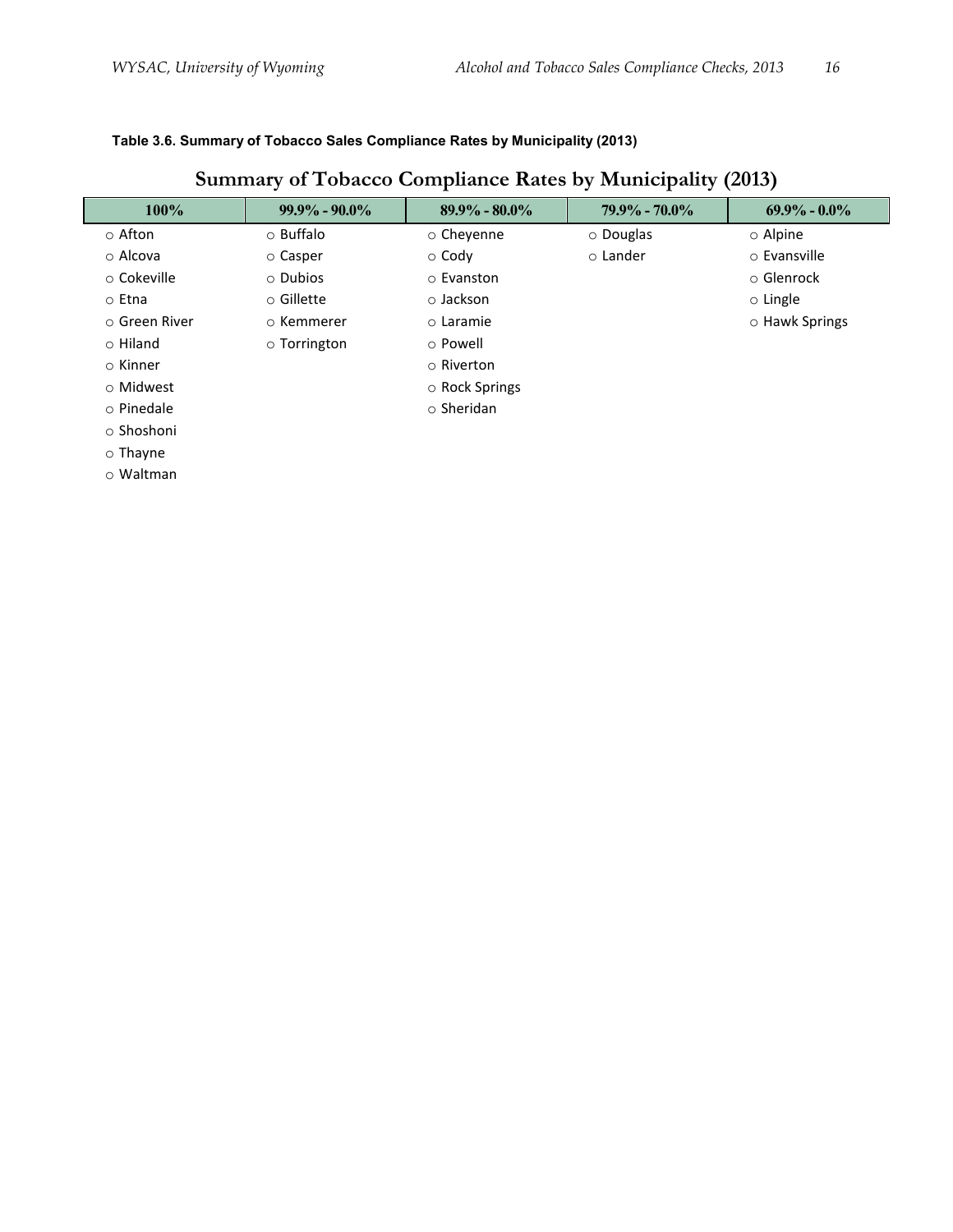**Table 3.6. Summary of Tobacco Sales Compliance Rates by Municipality (2013)**

## Summary of Tobacco Compliance Rates by Municipality (2013)

| 100% | 99.9% - 90.0% | 89.9% - 80.0% | 79.9% - 70.0% | 69.9% - 0.0% |
|---|---|---|---|---|
| ○ Afton | ○ Buffalo | ○ Cheyenne | ○ Douglas | ○ Alpine |
| ○ Alcova | ○ Casper | ○ Cody | ○ Lander | ○ Evansville |
| ○ Cokeville | ○ Dubios | ○ Evanston | | ○ Glenrock |
| ○ Etna | ○ Gillette | ○ Jackson | | ○ Lingle |
| ○ Green River | ○ Kemmerer | ○ Laramie | | ○ Hawk Springs |
| ○ Hiland | ○ Torrington | ○ Powell | | |
| ○ Kinner | | ○ Riverton | | |
| ○ Midwest | | ○ Rock Springs | | |
| ○ Pinedale | | ○ Sheridan | | |
| ○ Shoshoni | | | | |
| ○ Thayne | | | | |
| ○ Waltman | | | | |